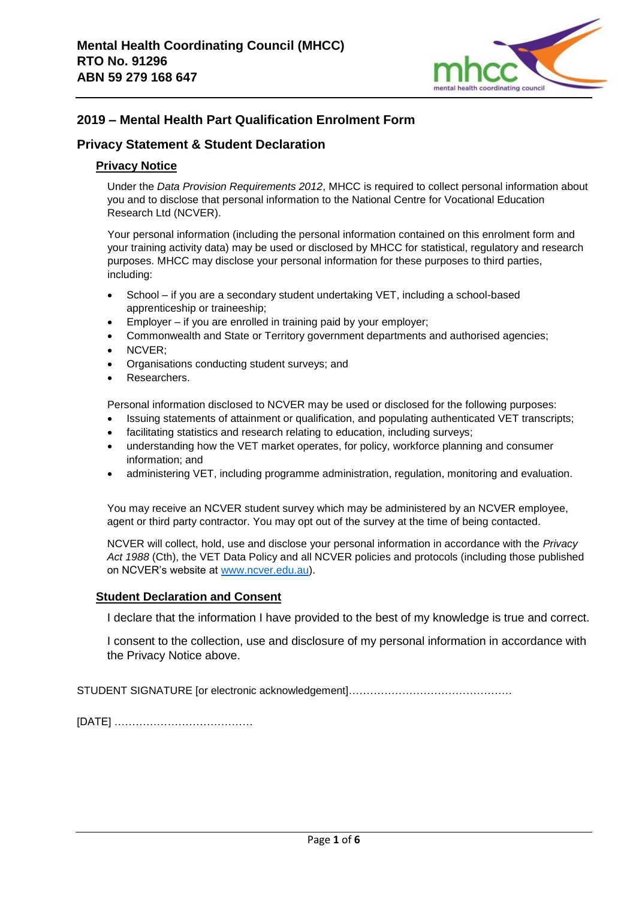**Mental Health Coordinating Council (MHCC)**
**RTO No. 91296**
**ABN 59 279 168 647**

## 2019 – Mental Health Part Qualification Enrolment Form

## Privacy Statement & Student Declaration

### Privacy Notice

Under the *Data Provision Requirements 2012*, MHCC is required to collect personal information about you and to disclose that personal information to the National Centre for Vocational Education Research Ltd (NCVER).

Your personal information (including the personal information contained on this enrolment form and your training activity data) may be used or disclosed by MHCC for statistical, regulatory and research purposes. MHCC may disclose your personal information for these purposes to third parties, including:

- School – if you are a secondary student undertaking VET, including a school-based apprenticeship or traineeship;
- Employer – if you are enrolled in training paid by your employer;
- Commonwealth and State or Territory government departments and authorised agencies;
- NCVER;
- Organisations conducting student surveys; and
- Researchers.

Personal information disclosed to NCVER may be used or disclosed for the following purposes:

- Issuing statements of attainment or qualification, and populating authenticated VET transcripts;
- facilitating statistics and research relating to education, including surveys;
- understanding how the VET market operates, for policy, workforce planning and consumer information; and
- administering VET, including programme administration, regulation, monitoring and evaluation.

You may receive an NCVER student survey which may be administered by an NCVER employee, agent or third party contractor. You may opt out of the survey at the time of being contacted.

NCVER will collect, hold, use and disclose your personal information in accordance with the *Privacy Act 1988* (Cth), the VET Data Policy and all NCVER policies and protocols (including those published on NCVER's website at www.ncver.edu.au).

### Student Declaration and Consent

I declare that the information I have provided to the best of my knowledge is true and correct.

I consent to the collection, use and disclosure of my personal information in accordance with the Privacy Notice above.

STUDENT SIGNATURE [or electronic acknowledgement]………………………………………

[DATE] …………………………………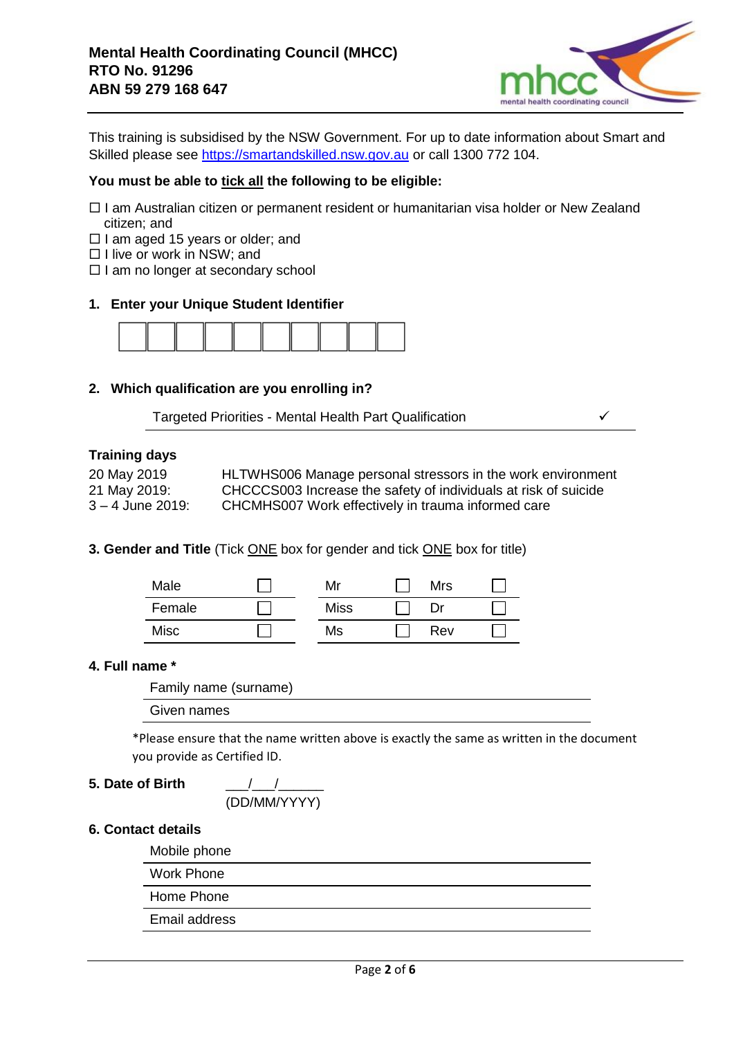**Mental Health Coordinating Council (MHCC)**
**RTO No. 91296**
**ABN 59 279 168 647**

This training is subsidised by the NSW Government. For up to date information about Smart and Skilled please see https://smartandskilled.nsw.gov.au or call 1300 772 104.

**You must be able to tick all the following to be eligible:**

☐ I am Australian citizen or permanent resident or humanitarian visa holder or New Zealand citizen; and
☐ I am aged 15 years or older; and
☐ I live or work in NSW; and
☐ I am no longer at secondary school

**1. Enter your Unique Student Identifier**

| | | | | | | | | | |
|---|---|---|---|---|---|---|---|---|---|
| | | | | | | | | | |

**2. Which qualification are you enrolling in?**

| Qualification | |
|---|---|
| Targeted Priorities - Mental Health Part Qualification | ✓ |

**Training days**

| | |
|---|---|
| 20 May 2019 | HLTWHS006 Manage personal stressors in the work environment |
| 21 May 2019: | CHCCCS003 Increase the safety of individuals at risk of suicide |
| 3 – 4 June 2019: | CHCMHS007 Work effectively in trauma informed care |

**3. Gender and Title** (Tick ONE box for gender and tick ONE box for title)

| Gender | | Title | | Title | |
|---|---|---|---|---|---|
| Male | ☐ | Mr | ☐ | Mrs | ☐ |
| Female | ☐ | Miss | ☐ | Dr | ☐ |
| Misc | ☐ | Ms | ☐ | Rev | ☐ |

**4. Full name ***

| | |
|---|---|
| Family name (surname) | |
| Given names | |

*Please ensure that the name written above is exactly the same as written in the document you provide as Certified ID.

**5. Date of Birth** ___/___/______
(DD/MM/YYYY)

**6. Contact details**

| | |
|---|---|
| Mobile phone | |
| Work Phone | |
| Home Phone | |
| Email address | |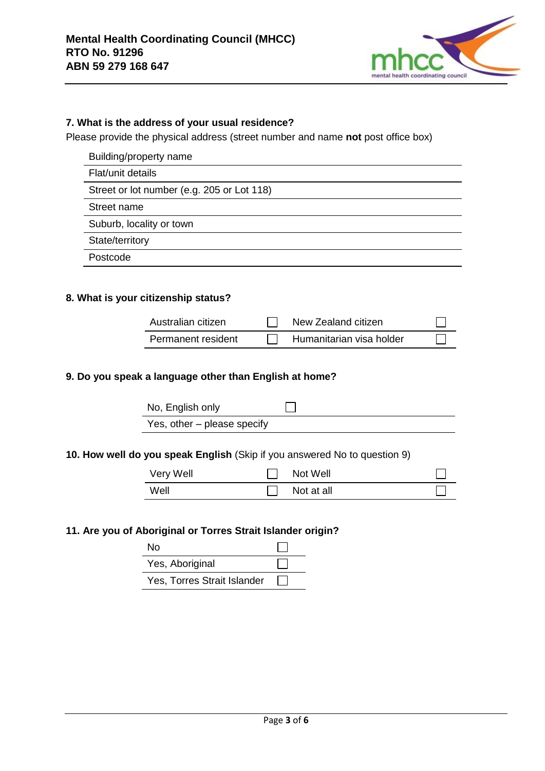**Mental Health Coordinating Council (MHCC)**
**RTO No. 91296**
**ABN 59 279 168 647**

### 7. What is the address of your usual residence?

Please provide the physical address (street number and name **not** post office box)

| |
|---|
| Building/property name |
| Flat/unit details |
| Street or lot number (e.g. 205 or Lot 118) |
| Street name |
| Suburb, locality or town |
| State/territory |
| Postcode |

### 8. What is your citizenship status?

| | | | |
|---|---|---|---|
| Australian citizen | ☐ | New Zealand citizen | ☐ |
| Permanent resident | ☐ | Humanitarian visa holder | ☐ |

### 9. Do you speak a language other than English at home?

| | |
|---|---|
| No, English only | ☐ |
| Yes, other – please specify | |

### 10. How well do you speak English (Skip if you answered No to question 9)

| | | | |
|---|---|---|---|
| Very Well | ☐ | Not Well | ☐ |
| Well | ☐ | Not at all | ☐ |

### 11. Are you of Aboriginal or Torres Strait Islander origin?

| | |
|---|---|
| No | ☐ |
| Yes, Aboriginal | ☐ |
| Yes, Torres Strait Islander | ☐ |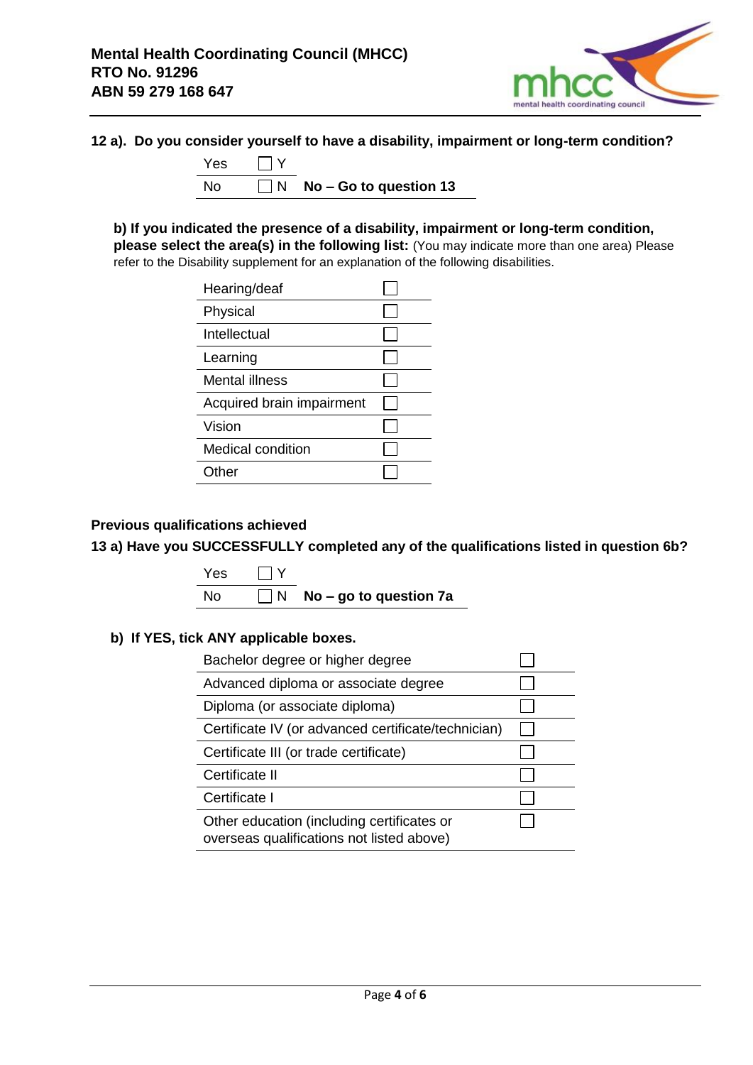**Mental Health Coordinating Council (MHCC)**
**RTO No. 91296**
**ABN 59 279 168 647**

**12 a). Do you consider yourself to have a disability, impairment or long-term condition?**

| | | |
|---|---|---|
| Yes | ☐ Y | |
| No | ☐ N | **No – Go to question 13** |

**b) If you indicated the presence of a disability, impairment or long-term condition, please select the area(s) in the following list:** (You may indicate more than one area) Please refer to the Disability supplement for an explanation of the following disabilities.

| | |
|---|---|
| Hearing/deaf | ☐ |
| Physical | ☐ |
| Intellectual | ☐ |
| Learning | ☐ |
| Mental illness | ☐ |
| Acquired brain impairment | ☐ |
| Vision | ☐ |
| Medical condition | ☐ |
| Other | ☐ |

**Previous qualifications achieved**

**13 a) Have you SUCCESSFULLY completed any of the qualifications listed in question 6b?**

| | | |
|---|---|---|
| Yes | ☐ Y | |
| No | ☐ N | **No – go to question 7a** |

**b) If YES, tick ANY applicable boxes.**

| | |
|---|---|
| Bachelor degree or higher degree | ☐ |
| Advanced diploma or associate degree | ☐ |
| Diploma (or associate diploma) | ☐ |
| Certificate IV (or advanced certificate/technician) | ☐ |
| Certificate III (or trade certificate) | ☐ |
| Certificate II | ☐ |
| Certificate I | ☐ |
| Other education (including certificates or overseas qualifications not listed above) | ☐ |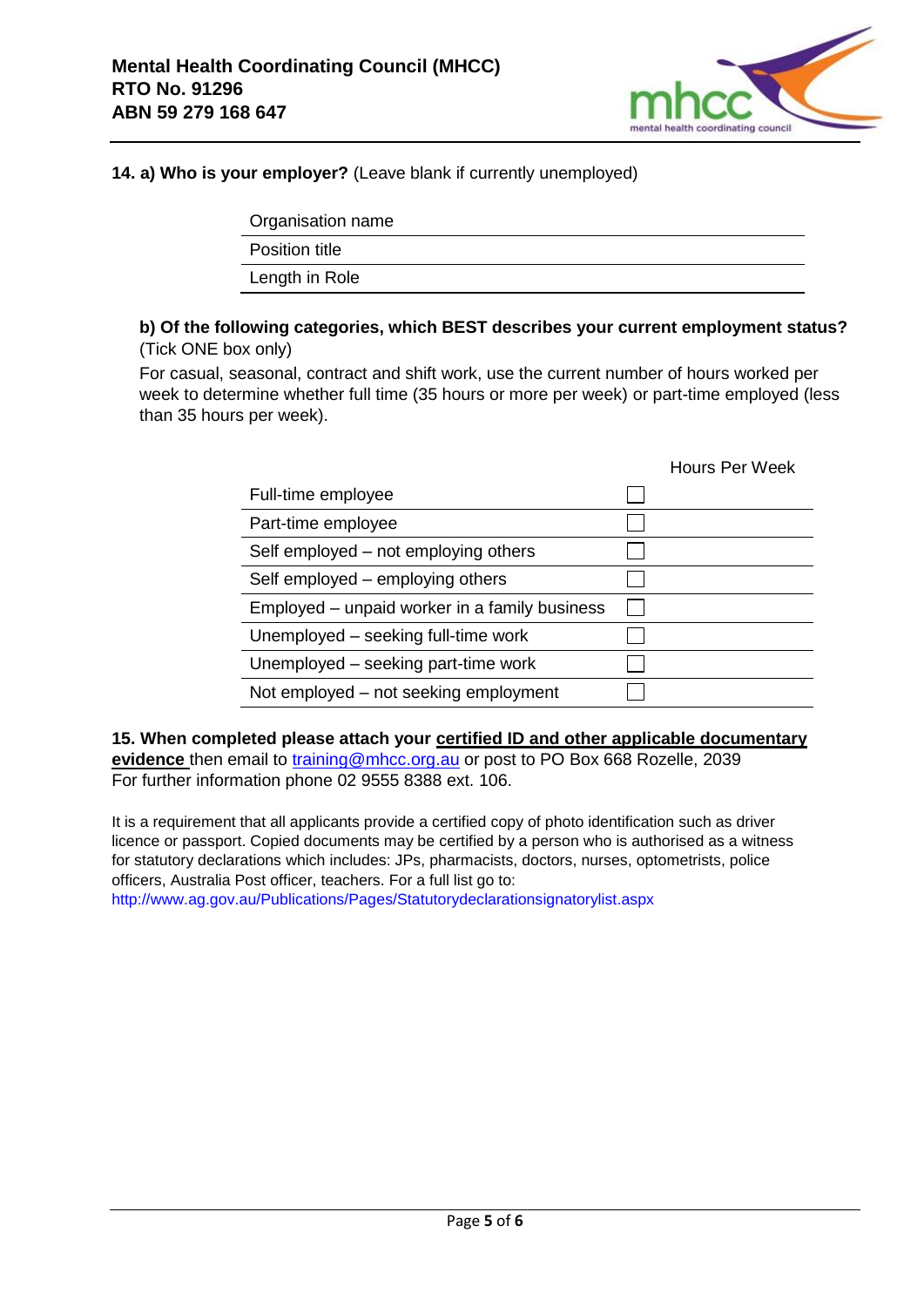**14. a) Who is your employer?** (Leave blank if currently unemployed)

| Organisation name | |
|---|---|
| Position title | |
| Length in Role | |

**b) Of the following categories, which BEST describes your current employment status?** (Tick ONE box only)

For casual, seasonal, contract and shift work, use the current number of hours worked per week to determine whether full time (35 hours or more per week) or part-time employed (less than 35 hours per week).

| | | Hours Per Week |
|---|---|---|
| Full-time employee | ☐ | |
| Part-time employee | ☐ | |
| Self employed – not employing others | ☐ | |
| Self employed – employing others | ☐ | |
| Employed – unpaid worker in a family business | ☐ | |
| Unemployed – seeking full-time work | ☐ | |
| Unemployed – seeking part-time work | ☐ | |
| Not employed – not seeking employment | ☐ | |

**15. When completed please attach your <u>certified ID and other applicable documentary evidence</u>** then email to training@mhcc.org.au or post to PO Box 668 Rozelle, 2039
For further information phone 02 9555 8388 ext. 106.

It is a requirement that all applicants provide a certified copy of photo identification such as driver licence or passport. Copied documents may be certified by a person who is authorised as a witness for statutory declarations which includes: JPs, pharmacists, doctors, nurses, optometrists, police officers, Australia Post officer, teachers. For a full list go to:
http://www.ag.gov.au/Publications/Pages/Statutorydeclarationsignatorylist.aspx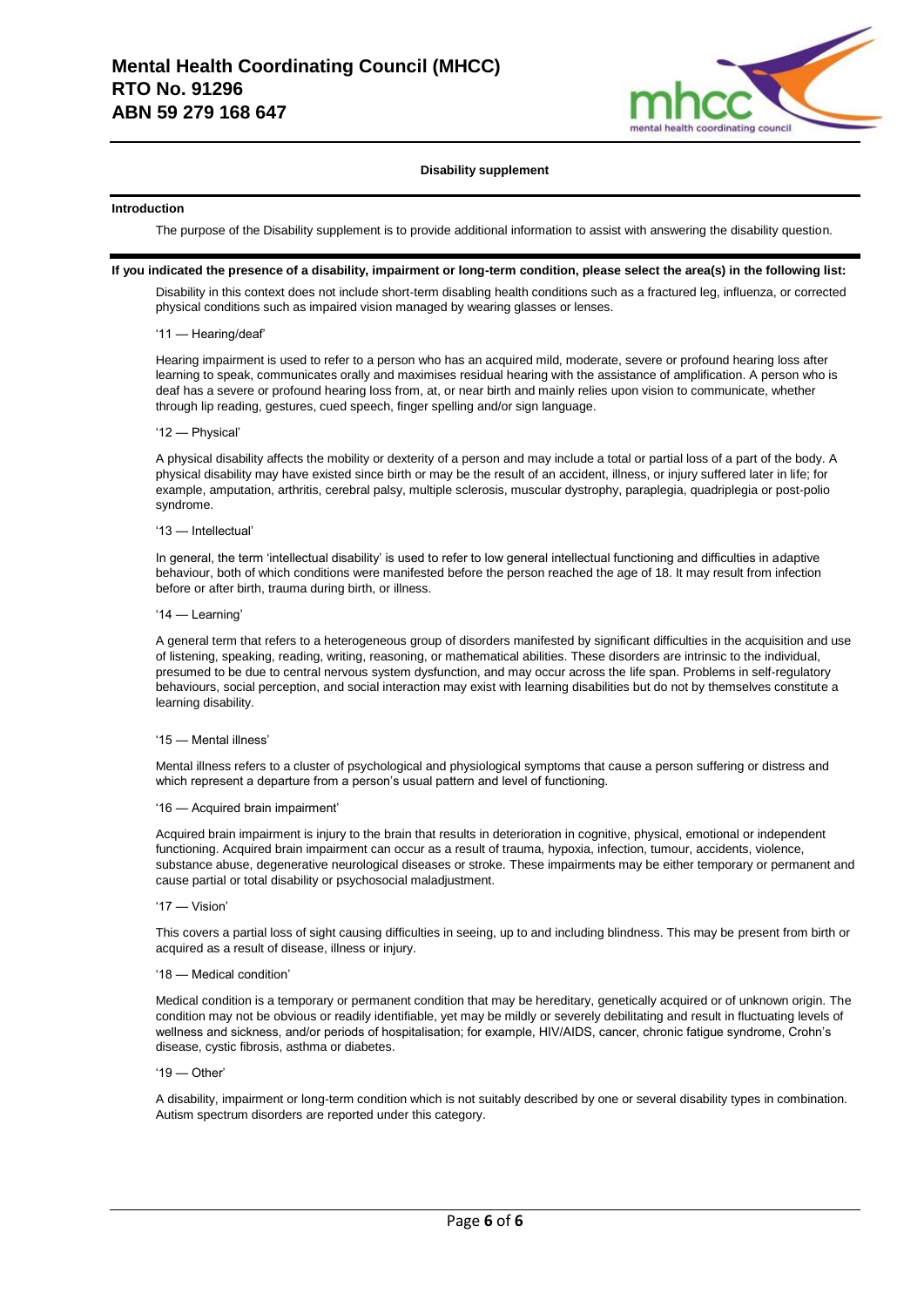## Disability supplement

### Introduction

The purpose of the Disability supplement is to provide additional information to assist with answering the disability question.

### If you indicated the presence of a disability, impairment or long-term condition, please select the area(s) in the following list:

Disability in this context does not include short-term disabling health conditions such as a fractured leg, influenza, or corrected physical conditions such as impaired vision managed by wearing glasses or lenses.

'11 — Hearing/deaf'

Hearing impairment is used to refer to a person who has an acquired mild, moderate, severe or profound hearing loss after learning to speak, communicates orally and maximises residual hearing with the assistance of amplification. A person who is deaf has a severe or profound hearing loss from, at, or near birth and mainly relies upon vision to communicate, whether through lip reading, gestures, cued speech, finger spelling and/or sign language.

'12 — Physical'

A physical disability affects the mobility or dexterity of a person and may include a total or partial loss of a part of the body. A physical disability may have existed since birth or may be the result of an accident, illness, or injury suffered later in life; for example, amputation, arthritis, cerebral palsy, multiple sclerosis, muscular dystrophy, paraplegia, quadriplegia or post-polio syndrome.

'13 — Intellectual'

In general, the term 'intellectual disability' is used to refer to low general intellectual functioning and difficulties in adaptive behaviour, both of which conditions were manifested before the person reached the age of 18. It may result from infection before or after birth, trauma during birth, or illness.

'14 — Learning'

A general term that refers to a heterogeneous group of disorders manifested by significant difficulties in the acquisition and use of listening, speaking, reading, writing, reasoning, or mathematical abilities. These disorders are intrinsic to the individual, presumed to be due to central nervous system dysfunction, and may occur across the life span. Problems in self-regulatory behaviours, social perception, and social interaction may exist with learning disabilities but do not by themselves constitute a learning disability.

'15 — Mental illness'

Mental illness refers to a cluster of psychological and physiological symptoms that cause a person suffering or distress and which represent a departure from a person's usual pattern and level of functioning.

'16 — Acquired brain impairment'

Acquired brain impairment is injury to the brain that results in deterioration in cognitive, physical, emotional or independent functioning. Acquired brain impairment can occur as a result of trauma, hypoxia, infection, tumour, accidents, violence, substance abuse, degenerative neurological diseases or stroke. These impairments may be either temporary or permanent and cause partial or total disability or psychosocial maladjustment.

'17 — Vision'

This covers a partial loss of sight causing difficulties in seeing, up to and including blindness. This may be present from birth or acquired as a result of disease, illness or injury.

'18 — Medical condition'

Medical condition is a temporary or permanent condition that may be hereditary, genetically acquired or of unknown origin. The condition may not be obvious or readily identifiable, yet may be mildly or severely debilitating and result in fluctuating levels of wellness and sickness, and/or periods of hospitalisation; for example, HIV/AIDS, cancer, chronic fatigue syndrome, Crohn's disease, cystic fibrosis, asthma or diabetes.

'19 — Other'

A disability, impairment or long-term condition which is not suitably described by one or several disability types in combination. Autism spectrum disorders are reported under this category.